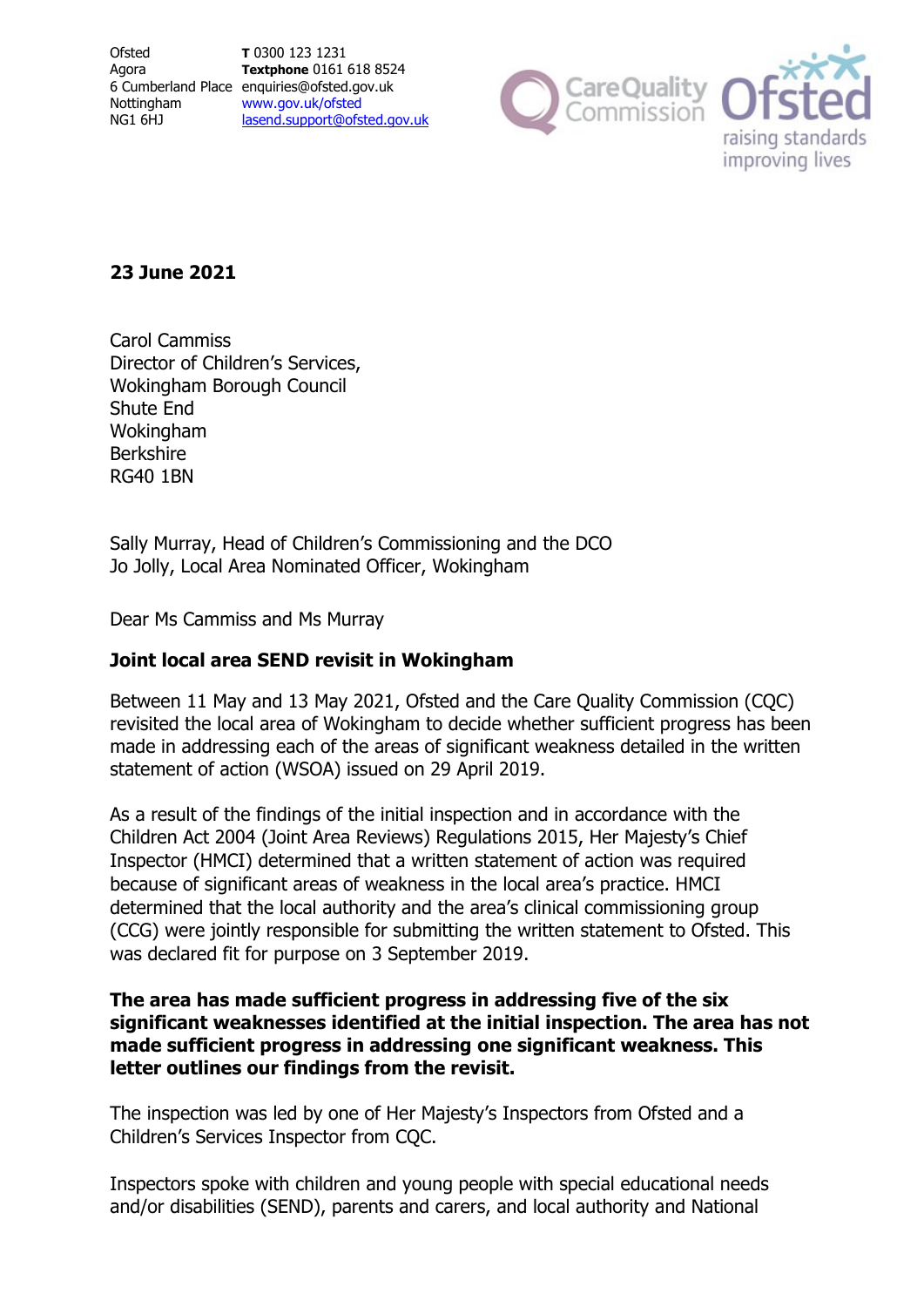Ofsted
Agora
6 Cumberland Place
Nottingham
NG1 6HJ

**T** 0300 123 1231
**Textphone** 0161 618 8524
enquiries@ofsted.gov.uk
www.gov.uk/ofsted
lasend.support@ofsted.gov.uk

**23 June 2021**

Carol Cammiss
Director of Children's Services,
Wokingham Borough Council
Shute End
Wokingham
Berkshire
RG40 1BN

Sally Murray, Head of Children's Commissioning and the DCO
Jo Jolly, Local Area Nominated Officer, Wokingham

Dear Ms Cammiss and Ms Murray

**Joint local area SEND revisit in Wokingham**

Between 11 May and 13 May 2021, Ofsted and the Care Quality Commission (CQC) revisited the local area of Wokingham to decide whether sufficient progress has been made in addressing each of the areas of significant weakness detailed in the written statement of action (WSOA) issued on 29 April 2019.

As a result of the findings of the initial inspection and in accordance with the Children Act 2004 (Joint Area Reviews) Regulations 2015, Her Majesty's Chief Inspector (HMCI) determined that a written statement of action was required because of significant areas of weakness in the local area's practice. HMCI determined that the local authority and the area's clinical commissioning group (CCG) were jointly responsible for submitting the written statement to Ofsted. This was declared fit for purpose on 3 September 2019.

**The area has made sufficient progress in addressing five of the six significant weaknesses identified at the initial inspection. The area has not made sufficient progress in addressing one significant weakness. This letter outlines our findings from the revisit.**

The inspection was led by one of Her Majesty's Inspectors from Ofsted and a Children's Services Inspector from CQC.

Inspectors spoke with children and young people with special educational needs and/or disabilities (SEND), parents and carers, and local authority and National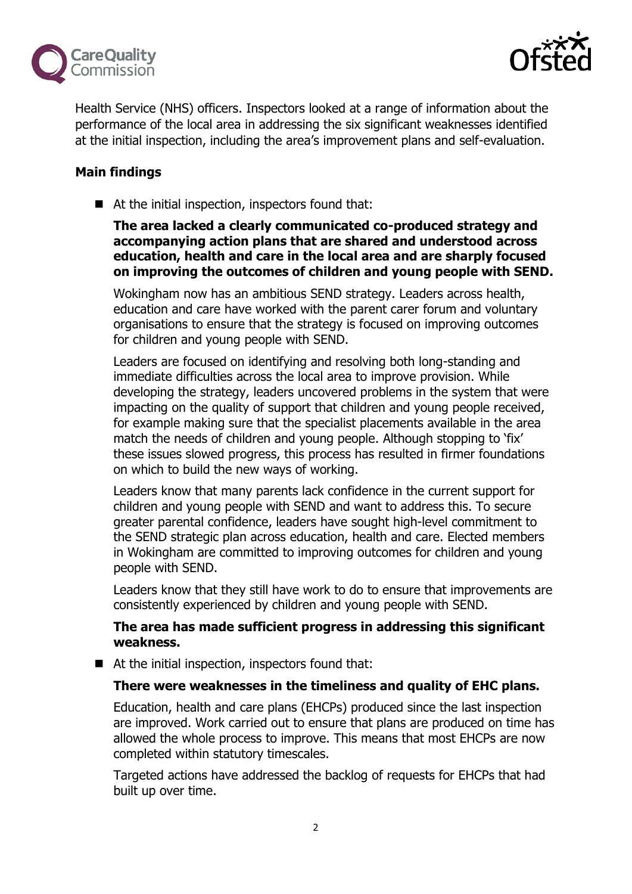Health Service (NHS) officers. Inspectors looked at a range of information about the performance of the local area in addressing the six significant weaknesses identified at the initial inspection, including the area's improvement plans and self-evaluation.

**Main findings**

- At the initial inspection, inspectors found that:

  **The area lacked a clearly communicated co-produced strategy and accompanying action plans that are shared and understood across education, health and care in the local area and are sharply focused on improving the outcomes of children and young people with SEND.**

  Wokingham now has an ambitious SEND strategy. Leaders across health, education and care have worked with the parent carer forum and voluntary organisations to ensure that the strategy is focused on improving outcomes for children and young people with SEND.

  Leaders are focused on identifying and resolving both long-standing and immediate difficulties across the local area to improve provision. While developing the strategy, leaders uncovered problems in the system that were impacting on the quality of support that children and young people received, for example making sure that the specialist placements available in the area match the needs of children and young people. Although stopping to 'fix' these issues slowed progress, this process has resulted in firmer foundations on which to build the new ways of working.

  Leaders know that many parents lack confidence in the current support for children and young people with SEND and want to address this. To secure greater parental confidence, leaders have sought high-level commitment to the SEND strategic plan across education, health and care. Elected members in Wokingham are committed to improving outcomes for children and young people with SEND.

  Leaders know that they still have work to do to ensure that improvements are consistently experienced by children and young people with SEND.

  **The area has made sufficient progress in addressing this significant weakness.**

- At the initial inspection, inspectors found that:

  **There were weaknesses in the timeliness and quality of EHC plans.**

  Education, health and care plans (EHCPs) produced since the last inspection are improved. Work carried out to ensure that plans are produced on time has allowed the whole process to improve. This means that most EHCPs are now completed within statutory timescales.

  Targeted actions have addressed the backlog of requests for EHCPs that had built up over time.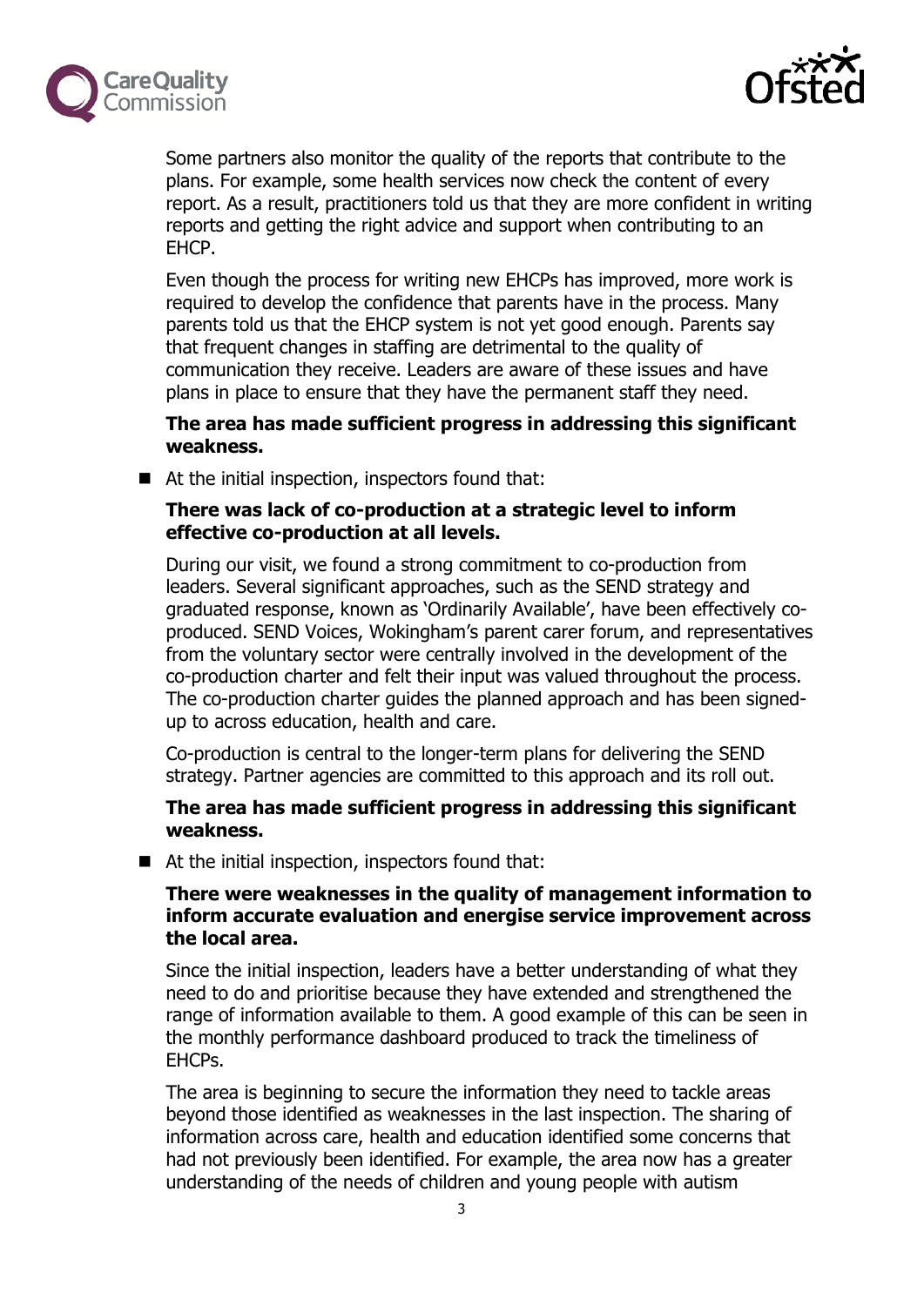Some partners also monitor the quality of the reports that contribute to the plans. For example, some health services now check the content of every report. As a result, practitioners told us that they are more confident in writing reports and getting the right advice and support when contributing to an EHCP.

Even though the process for writing new EHCPs has improved, more work is required to develop the confidence that parents have in the process. Many parents told us that the EHCP system is not yet good enough. Parents say that frequent changes in staffing are detrimental to the quality of communication they receive. Leaders are aware of these issues and have plans in place to ensure that they have the permanent staff they need.

**The area has made sufficient progress in addressing this significant weakness.**

- At the initial inspection, inspectors found that:

  **There was lack of co-production at a strategic level to inform effective co-production at all levels.**

  During our visit, we found a strong commitment to co-production from leaders. Several significant approaches, such as the SEND strategy and graduated response, known as 'Ordinarily Available', have been effectively co-produced. SEND Voices, Wokingham's parent carer forum, and representatives from the voluntary sector were centrally involved in the development of the co-production charter and felt their input was valued throughout the process. The co-production charter guides the planned approach and has been signed-up to across education, health and care.

  Co-production is central to the longer-term plans for delivering the SEND strategy. Partner agencies are committed to this approach and its roll out.

  **The area has made sufficient progress in addressing this significant weakness.**

- At the initial inspection, inspectors found that:

  **There were weaknesses in the quality of management information to inform accurate evaluation and energise service improvement across the local area.**

  Since the initial inspection, leaders have a better understanding of what they need to do and prioritise because they have extended and strengthened the range of information available to them. A good example of this can be seen in the monthly performance dashboard produced to track the timeliness of EHCPs.

  The area is beginning to secure the information they need to tackle areas beyond those identified as weaknesses in the last inspection. The sharing of information across care, health and education identified some concerns that had not previously been identified. For example, the area now has a greater understanding of the needs of children and young people with autism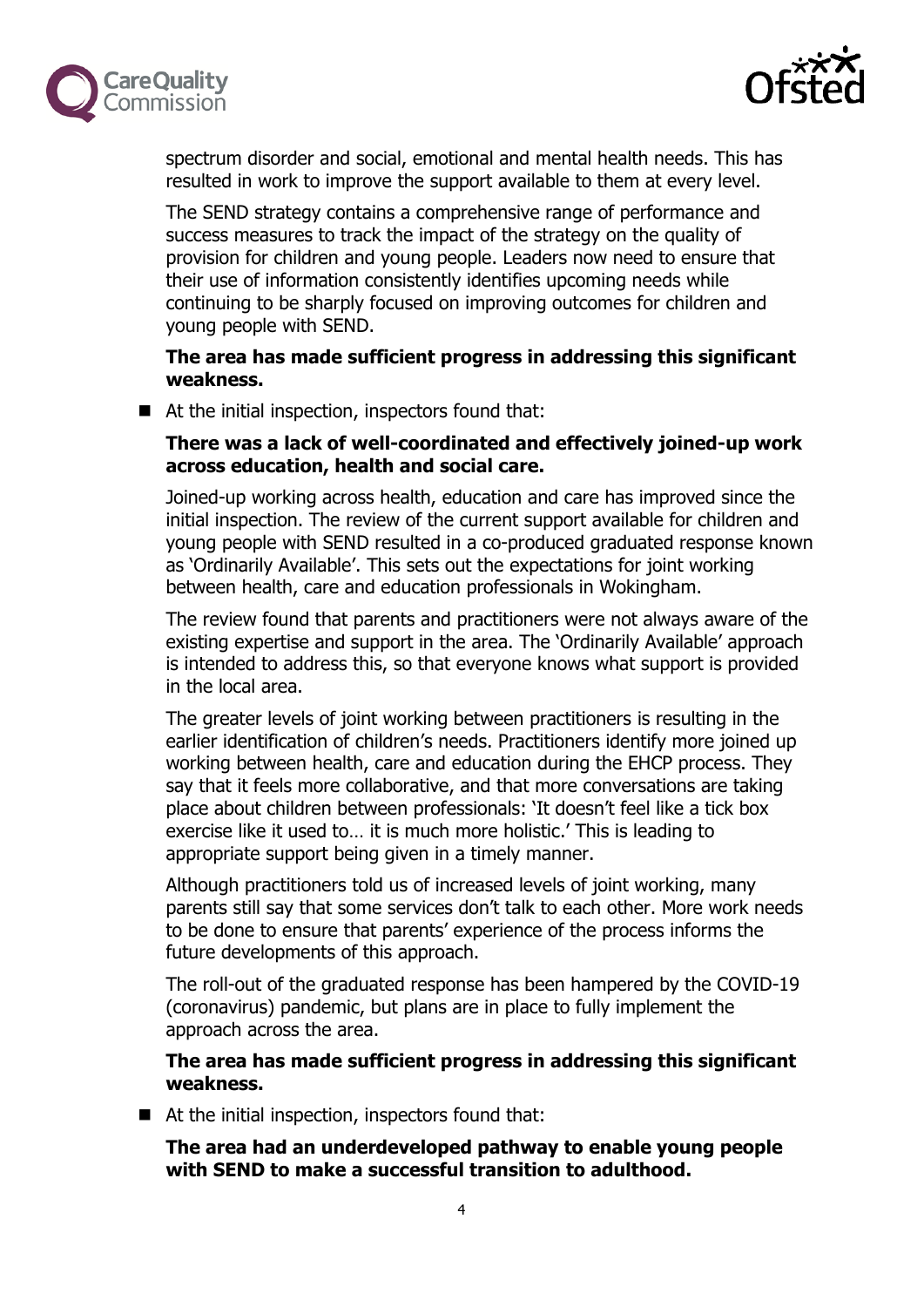spectrum disorder and social, emotional and mental health needs. This has resulted in work to improve the support available to them at every level.

The SEND strategy contains a comprehensive range of performance and success measures to track the impact of the strategy on the quality of provision for children and young people. Leaders now need to ensure that their use of information consistently identifies upcoming needs while continuing to be sharply focused on improving outcomes for children and young people with SEND.

**The area has made sufficient progress in addressing this significant weakness.**

- At the initial inspection, inspectors found that:

  **There was a lack of well-coordinated and effectively joined-up work across education, health and social care.**

  Joined-up working across health, education and care has improved since the initial inspection. The review of the current support available for children and young people with SEND resulted in a co-produced graduated response known as 'Ordinarily Available'. This sets out the expectations for joint working between health, care and education professionals in Wokingham.

  The review found that parents and practitioners were not always aware of the existing expertise and support in the area. The 'Ordinarily Available' approach is intended to address this, so that everyone knows what support is provided in the local area.

  The greater levels of joint working between practitioners is resulting in the earlier identification of children's needs. Practitioners identify more joined up working between health, care and education during the EHCP process. They say that it feels more collaborative, and that more conversations are taking place about children between professionals: 'It doesn't feel like a tick box exercise like it used to… it is much more holistic.' This is leading to appropriate support being given in a timely manner.

  Although practitioners told us of increased levels of joint working, many parents still say that some services don't talk to each other. More work needs to be done to ensure that parents' experience of the process informs the future developments of this approach.

  The roll-out of the graduated response has been hampered by the COVID-19 (coronavirus) pandemic, but plans are in place to fully implement the approach across the area.

  **The area has made sufficient progress in addressing this significant weakness.**

- At the initial inspection, inspectors found that:

  **The area had an underdeveloped pathway to enable young people with SEND to make a successful transition to adulthood.**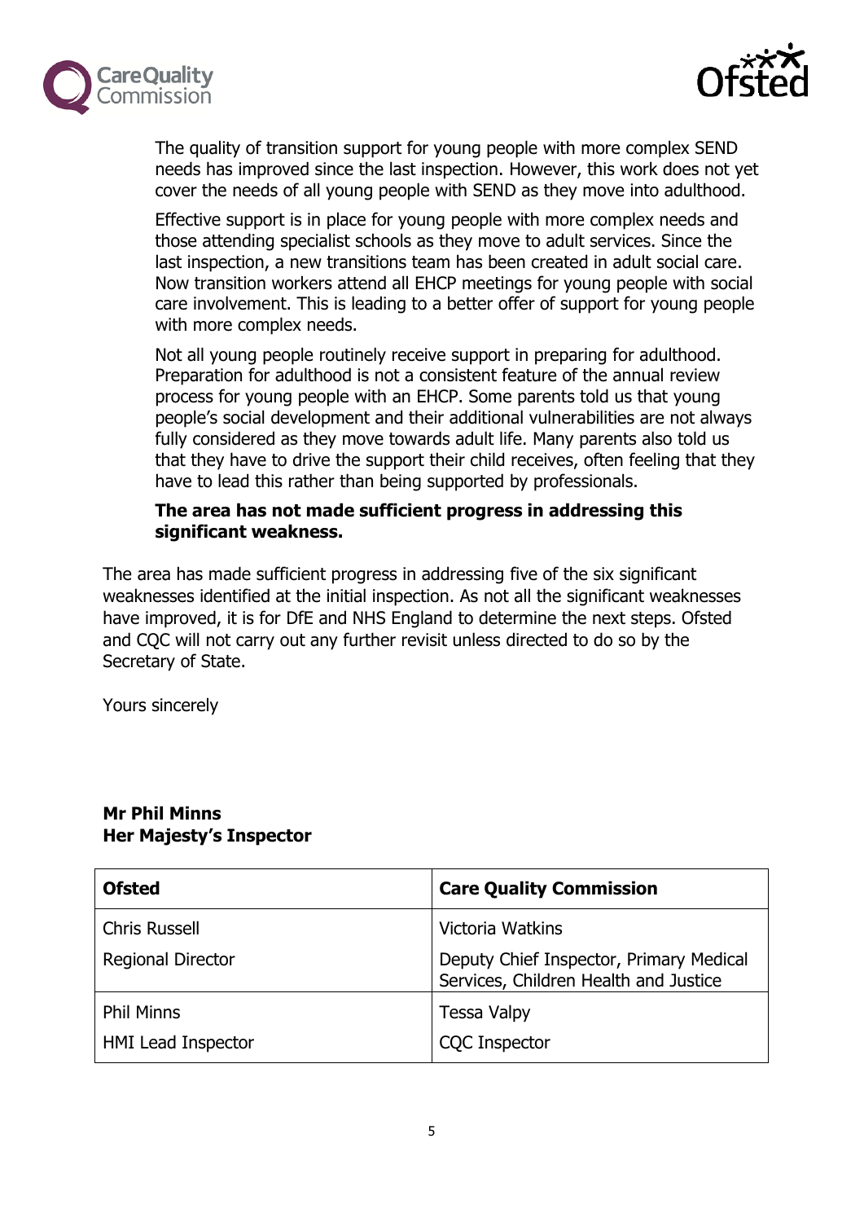The quality of transition support for young people with more complex SEND needs has improved since the last inspection. However, this work does not yet cover the needs of all young people with SEND as they move into adulthood.

Effective support is in place for young people with more complex needs and those attending specialist schools as they move to adult services. Since the last inspection, a new transitions team has been created in adult social care. Now transition workers attend all EHCP meetings for young people with social care involvement. This is leading to a better offer of support for young people with more complex needs.

Not all young people routinely receive support in preparing for adulthood. Preparation for adulthood is not a consistent feature of the annual review process for young people with an EHCP. Some parents told us that young people's social development and their additional vulnerabilities are not always fully considered as they move towards adult life. Many parents also told us that they have to drive the support their child receives, often feeling that they have to lead this rather than being supported by professionals.

**The area has not made sufficient progress in addressing this significant weakness.**

The area has made sufficient progress in addressing five of the six significant weaknesses identified at the initial inspection. As not all the significant weaknesses have improved, it is for DfE and NHS England to determine the next steps. Ofsted and CQC will not carry out any further revisit unless directed to do so by the Secretary of State.

Yours sincerely

**Mr Phil Minns**
**Her Majesty's Inspector**

| **Ofsted** | **Care Quality Commission** |
|---|---|
| Chris Russell<br><br>Regional Director | Victoria Watkins<br><br>Deputy Chief Inspector, Primary Medical Services, Children Health and Justice |
| Phil Minns<br><br>HMI Lead Inspector | Tessa Valpy<br><br>CQC Inspector |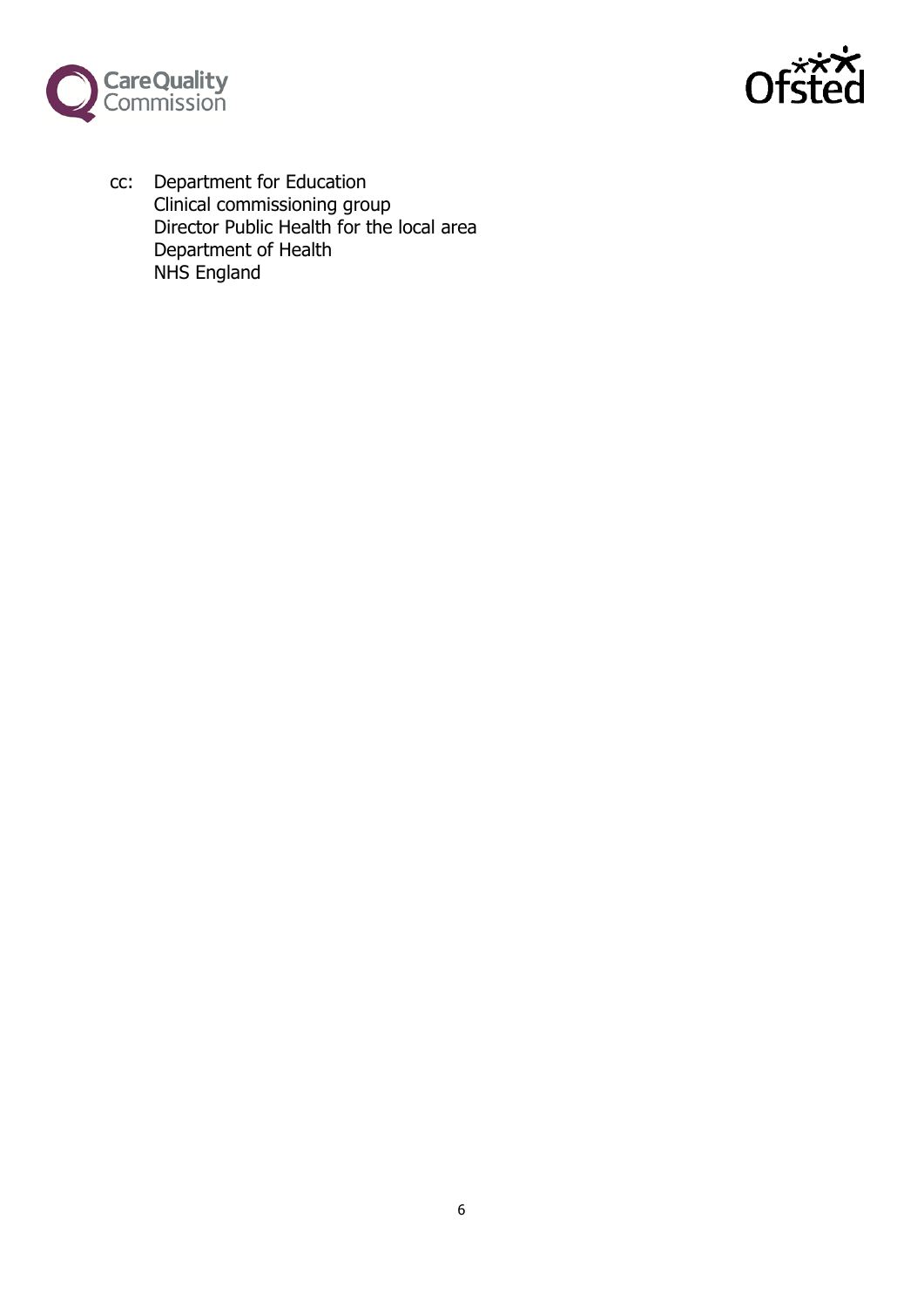cc: Department for Education
Clinical commissioning group
Director Public Health for the local area
Department of Health
NHS England